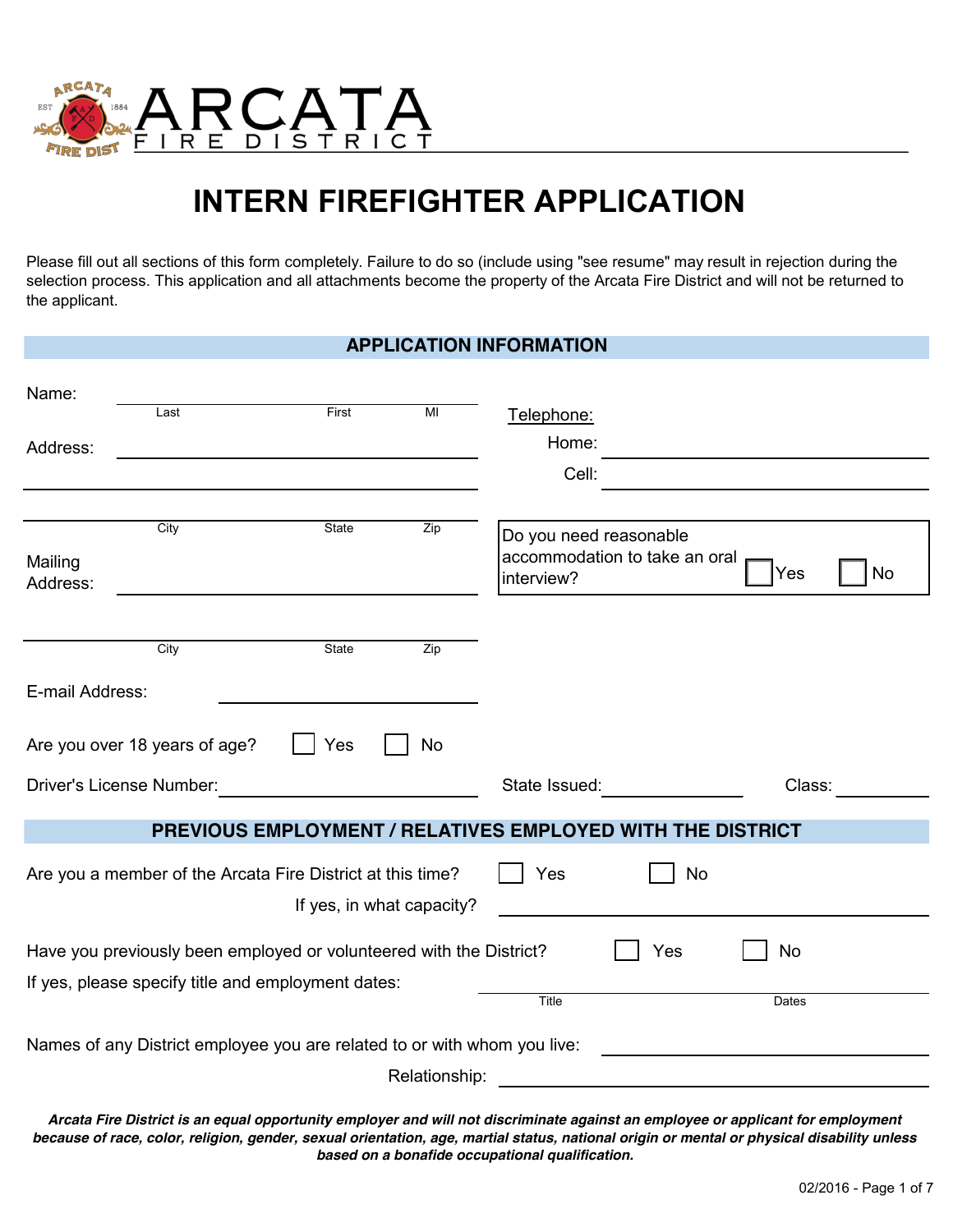ARCATA FIRE DISTRICT

# INTERN FIREFIGHTER APPLICATION

Please fill out all sections of this form completely. Failure to do so (include using "see resume" may result in rejection during the selection process. This application and all attachments become the property of the Arcata Fire District and will not be returned to the applicant.

## APPLICATION INFORMATION

Name: ______________________________
Last First MI

Address: ______________________________

______________________________
City State Zip

Mailing Address: ______________________________

______________________________
City State Zip

E-mail Address: ______________________________

Telephone:

Home: ______________________________

Cell: ______________________________

Do you need reasonable accommodation to take an oral interview? ☐ Yes ☐ No

Are you over 18 years of age? ☐ Yes ☐ No

Driver's License Number: ______________ State Issued: __________ Class: __________

## PREVIOUS EMPLOYMENT / RELATIVES EMPLOYED WITH THE DISTRICT

Are you a member of the Arcata Fire District at this time? ☐ Yes ☐ No

If yes, in what capacity? ______________________________

Have you previously been employed or volunteered with the District? ☐ Yes ☐ No

If yes, please specify title and employment dates: ______________________________
Title Dates

Names of any District employee you are related to or with whom you live: ______________________________

Relationship: ______________________________

***Arcata Fire District is an equal opportunity employer and will not discriminate against an employee or applicant for employment because of race, color, religion, gender, sexual orientation, age, martial status, national origin or mental or physical disability unless based on a bonafide occupational qualification.***

02/2016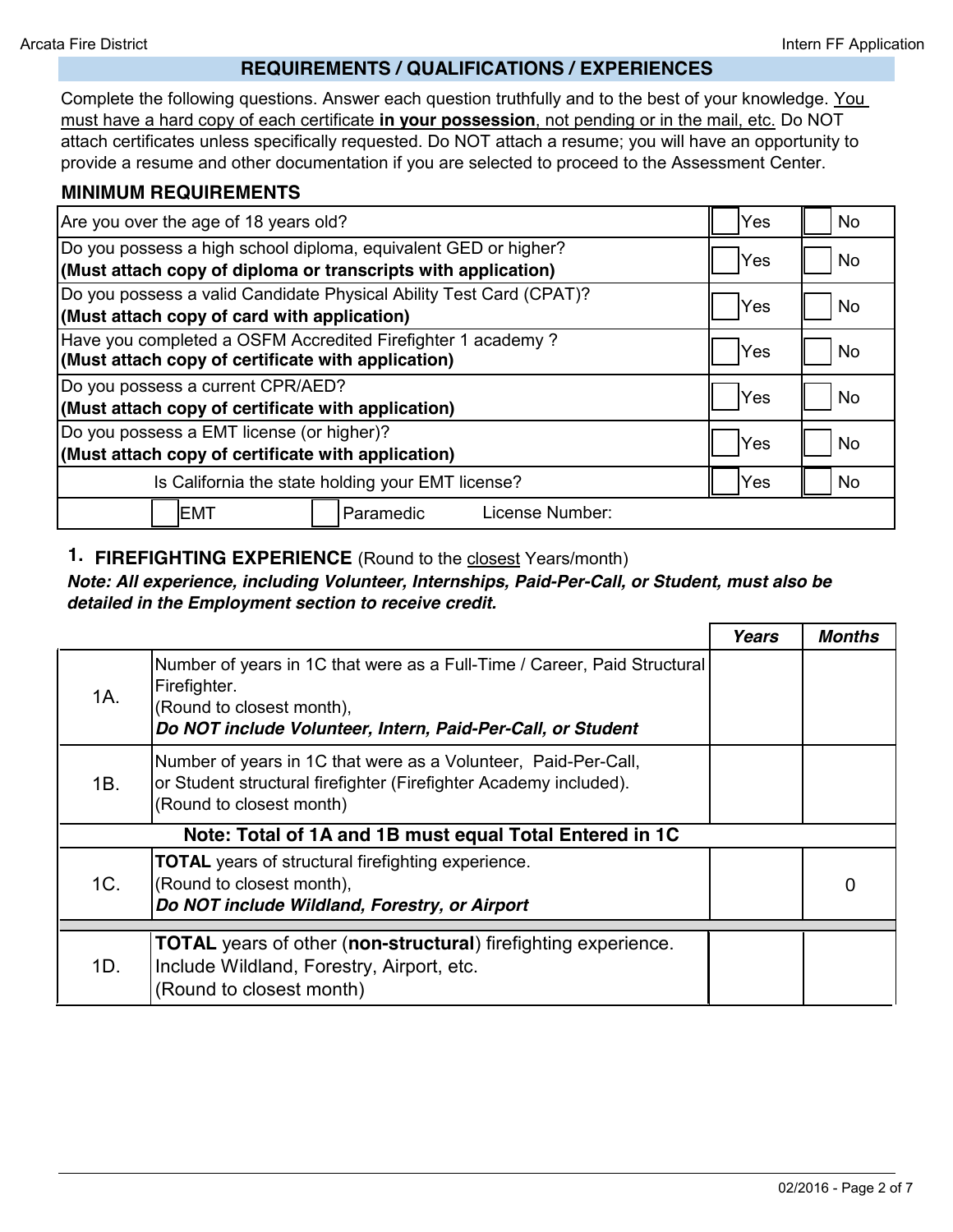## REQUIREMENTS / QUALIFICATIONS / EXPERIENCES

Complete the following questions. Answer each question truthfully and to the best of your knowledge. You must have a hard copy of each certificate **in your possession**, not pending or in the mail, etc. Do NOT attach certificates unless specifically requested. Do NOT attach a resume; you will have an opportunity to provide a resume and other documentation if you are selected to proceed to the Assessment Center.

### MINIMUM REQUIREMENTS

| Question | | |
|---|---|---|
| Are you over the age of 18 years old? | ☐ Yes | ☐ No |
| Do you possess a high school diploma, equivalent GED or higher? **(Must attach copy of diploma or transcripts with application)** | ☐ Yes | ☐ No |
| Do you possess a valid Candidate Physical Ability Test Card (CPAT)? **(Must attach copy of card with application)** | ☐ Yes | ☐ No |
| Have you completed a OSFM Accredited Firefighter 1 academy ? **(Must attach copy of certificate with application)** | ☐ Yes | ☐ No |
| Do you possess a current CPR/AED? **(Must attach copy of certificate with application)** | ☐ Yes | ☐ No |
| Do you possess a EMT license (or higher)? **(Must attach copy of certificate with application)** | ☐ Yes | ☐ No |
| Is California the state holding your EMT license? | ☐ Yes | ☐ No |
| ☐ EMT ☐ Paramedic License Number: | | |

### 1. FIREFIGHTING EXPERIENCE (Round to the closest Years/month)

***Note: All experience, including Volunteer, Internships, Paid-Per-Call, or Student, must also be detailed in the Employment section to receive credit.***

| | | *Years* | *Months* |
|---|---|---|---|
| 1A. | Number of years in 1C that were as a Full-Time / Career, Paid Structural Firefighter. (Round to closest month), ***Do NOT include Volunteer, Intern, Paid-Per-Call, or Student*** | | |
| 1B. | Number of years in 1C that were as a Volunteer, Paid-Per-Call, or Student structural firefighter (Firefighter Academy included). (Round to closest month) | | |
| **Note: Total of 1A and 1B must equal Total Entered in 1C** | | | |
| 1C. | **TOTAL** years of structural firefighting experience. (Round to closest month), ***Do NOT include Wildland, Forestry, or Airport*** | | 0 |
| 1D. | **TOTAL** years of other (**non-structural**) firefighting experience. Include Wildland, Forestry, Airport, etc. (Round to closest month) | | |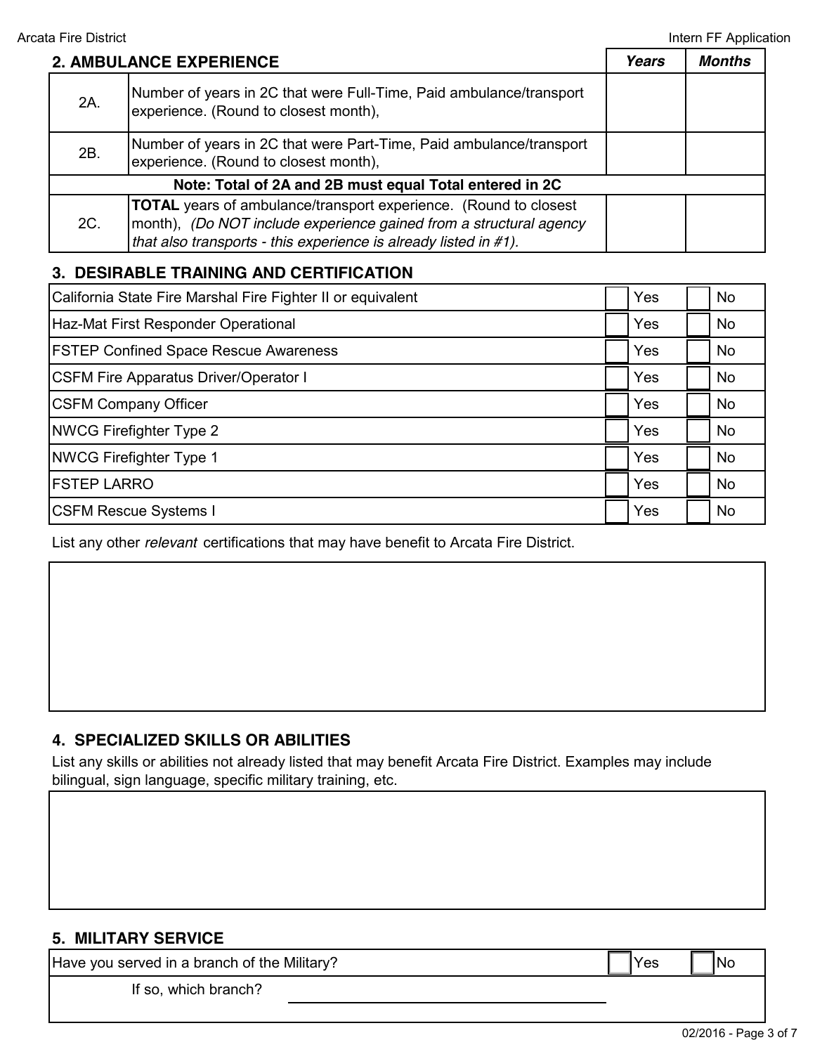## 2. AMBULANCE EXPERIENCE

| | | Years | Months |
|---|---|---|---|
| 2A. | Number of years in 2C that were Full-Time, Paid ambulance/transport experience. (Round to closest month), | | |
| 2B. | Number of years in 2C that were Part-Time, Paid ambulance/transport experience. (Round to closest month), | | |
| **Note: Total of 2A and 2B must equal Total entered in 2C** | | | |
| 2C. | **TOTAL** years of ambulance/transport experience. (Round to closest month), *(Do NOT include experience gained from a structural agency that also transports - this experience is already listed in #1).* | | |

## 3. DESIRABLE TRAINING AND CERTIFICATION

| Certification | Yes | No |
|---|---|---|
| California State Fire Marshal Fire Fighter II or equivalent | ☐ Yes | ☐ No |
| Haz-Mat First Responder Operational | ☐ Yes | ☐ No |
| FSTEP Confined Space Rescue Awareness | ☐ Yes | ☐ No |
| CSFM Fire Apparatus Driver/Operator I | ☐ Yes | ☐ No |
| CSFM Company Officer | ☐ Yes | ☐ No |
| NWCG Firefighter Type 2 | ☐ Yes | ☐ No |
| NWCG Firefighter Type 1 | ☐ Yes | ☐ No |
| FSTEP LARRO | ☐ Yes | ☐ No |
| CSFM Rescue Systems I | ☐ Yes | ☐ No |

List any other *relevant* certifications that may have benefit to Arcata Fire District.

## 4. SPECIALIZED SKILLS OR ABILITIES

List any skills or abilities not already listed that may benefit Arcata Fire District. Examples may include bilingual, sign language, specific military training, etc.

## 5. MILITARY SERVICE

| | Yes | No |
|---|---|---|
| Have you served in a branch of the Military? | ☐ Yes | ☐ No |
| If so, which branch? ______________________ | | |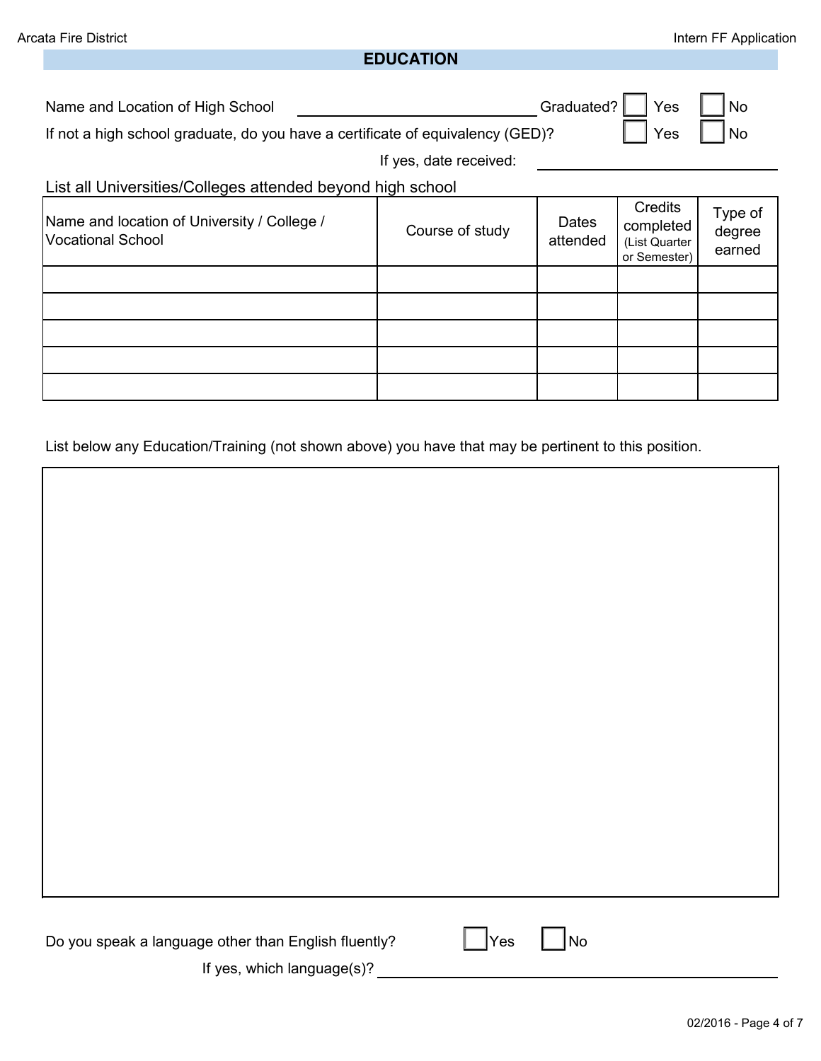## EDUCATION

Name and Location of High School ______________________ Graduated? ☐ Yes ☐ No

If not a high school graduate, do you have a certificate of equivalency (GED)? ☐ Yes ☐ No

If yes, date received: ______________________

List all Universities/Colleges attended beyond high school

| Name and location of University / College / Vocational School | Course of study | Dates attended | Credits completed (List Quarter or Semester) | Type of degree earned |
|---|---|---|---|---|
| | | | | |
| | | | | |
| | | | | |
| | | | | |
| | | | | |

List below any Education/Training (not shown above) you have that may be pertinent to this position.

Do you speak a language other than English fluently? ☐ Yes ☐ No

If yes, which language(s)? ______________________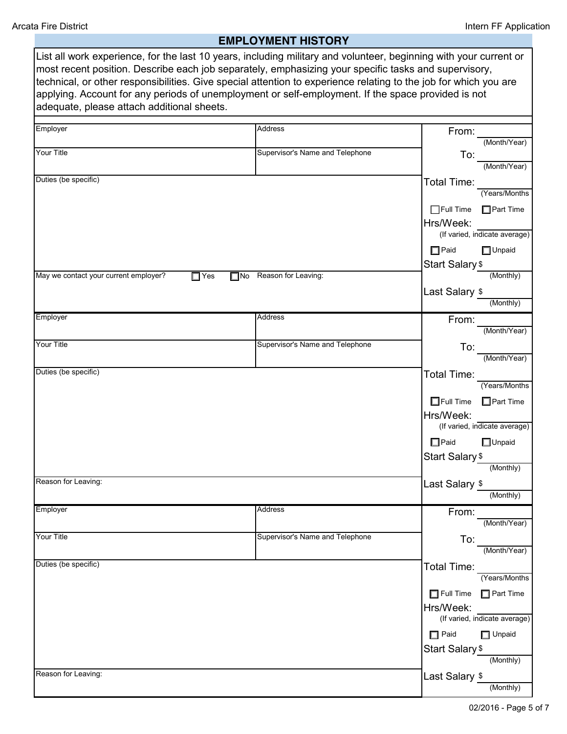## EMPLOYMENT HISTORY

List all work experience, for the last 10 years, including military and volunteer, beginning with your current or most recent position. Describe each job separately, emphasizing your specific tasks and supervisory, technical, or other responsibilities. Give special attention to experience relating to the job for which you are applying. Account for any periods of unemployment or self-employment. If the space provided is not adequate, please attach additional sheets.

| Employer | Address | From: ________ (Month/Year) |
|---|---|---|
| Your Title | Supervisor's Name and Telephone | To: ________ (Month/Year) |
| Duties (be specific) | | Total Time: ________ (Years/Months<br>☐ Full Time ☐ Part Time<br>Hrs/Week: ________ (If varied, indicate average)<br>☐ Paid ☐ Unpaid<br>Start Salary $ ________ (Monthly) |
| May we contact your current employer? ☐ Yes ☐ No | Reason for Leaving: | Last Salary $ ________ (Monthly) |

| Employer | Address | From: ________ (Month/Year) |
|---|---|---|
| Your Title | Supervisor's Name and Telephone | To: ________ (Month/Year) |
| Duties (be specific) | | Total Time: ________ (Years/Months<br>☐ Full Time ☐ Part Time<br>Hrs/Week: ________ (If varied, indicate average)<br>☐ Paid ☐ Unpaid<br>Start Salary $ ________ (Monthly) |
| Reason for Leaving: | | Last Salary $ ________ (Monthly) |

| Employer | Address | From: ________ (Month/Year) |
|---|---|---|
| Your Title | Supervisor's Name and Telephone | To: ________ (Month/Year) |
| Duties (be specific) | | Total Time: ________ (Years/Months<br>☐ Full Time ☐ Part Time<br>Hrs/Week: ________ (If varied, indicate average)<br>☐ Paid ☐ Unpaid<br>Start Salary $ ________ (Monthly) |
| Reason for Leaving: | | Last Salary $ ________ (Monthly) |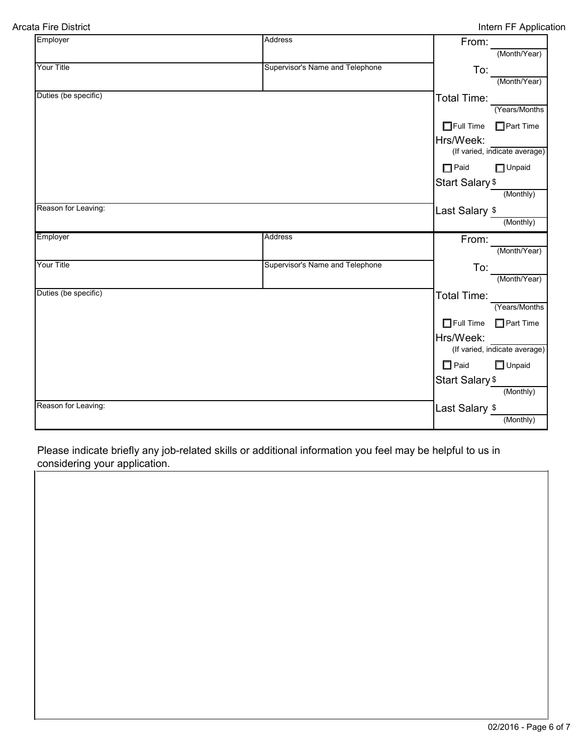| Employer | Address | From: ______ (Month/Year) |
| --- | --- | --- |
| Your Title | Supervisor's Name and Telephone | To: ______ (Month/Year) |
| Duties (be specific) | | Total Time: ______ (Years/Months) |
| | | ☐ Full Time ☐ Part Time |
| | | Hrs/Week: ______ (If varied, indicate average) |
| | | ☐ Paid ☐ Unpaid |
| | | Start Salary $ ______ (Monthly) |
| Reason for Leaving: | | Last Salary $ ______ (Monthly) |

| Employer | Address | From: ______ (Month/Year) |
| --- | --- | --- |
| Your Title | Supervisor's Name and Telephone | To: ______ (Month/Year) |
| Duties (be specific) | | Total Time: ______ (Years/Months) |
| | | ☐ Full Time ☐ Part Time |
| | | Hrs/Week: ______ (If varied, indicate average) |
| | | ☐ Paid ☐ Unpaid |
| | | Start Salary $ ______ (Monthly) |
| Reason for Leaving: | | Last Salary $ ______ (Monthly) |

Please indicate briefly any job-related skills or additional information you feel may be helpful to us in considering your application.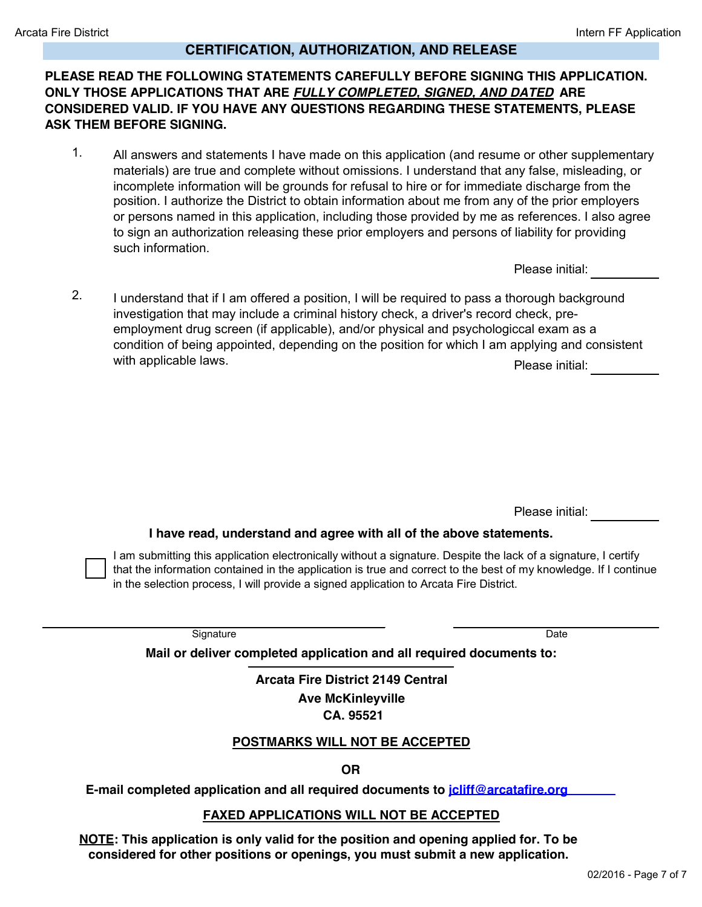## CERTIFICATION, AUTHORIZATION, AND RELEASE

**PLEASE READ THE FOLLOWING STATEMENTS CAREFULLY BEFORE SIGNING THIS APPLICATION. ONLY THOSE APPLICATIONS THAT ARE *FULLY COMPLETED, SIGNED, AND DATED* ARE CONSIDERED VALID. IF YOU HAVE ANY QUESTIONS REGARDING THESE STATEMENTS, PLEASE ASK THEM BEFORE SIGNING.**

1. All answers and statements I have made on this application (and resume or other supplementary materials) are true and complete without omissions. I understand that any false, misleading, or incomplete information will be grounds for refusal to hire or for immediate discharge from the position. I authorize the District to obtain information about me from any of the prior employers or persons named in this application, including those provided by me as references. I also agree to sign an authorization releasing these prior employers and persons of liability for providing such information.

   Please initial: ________

2. I understand that if I am offered a position, I will be required to pass a thorough background investigation that may include a criminal history check, a driver's record check, pre-employment drug screen (if applicable), and/or physical and psychologiccal exam as a condition of being appointed, depending on the position for which I am applying and consistent with applicable laws.

   Please initial: ________

Please initial: ________

**I have read, understand and agree with all of the above statements.**

☐ I am submitting this application electronically without a signature. Despite the lack of a signature, I certify that the information contained in the application is true and correct to the best of my knowledge. If I continue in the selection process, I will provide a signed application to Arcata Fire District.

________________________________ Signature

________________ Date

**Mail or deliver completed application and all required documents to:**

**Arcata Fire District 2149 Central**
**Ave McKinleyville**
**CA. 95521**

**POSTMARKS WILL NOT BE ACCEPTED**

**OR**

**E-mail completed application and all required documents to jcliff@arcatafire.org**

**FAXED APPLICATIONS WILL NOT BE ACCEPTED**

**NOTE: This application is only valid for the position and opening applied for. To be considered for other positions or openings, you must submit a new application.**